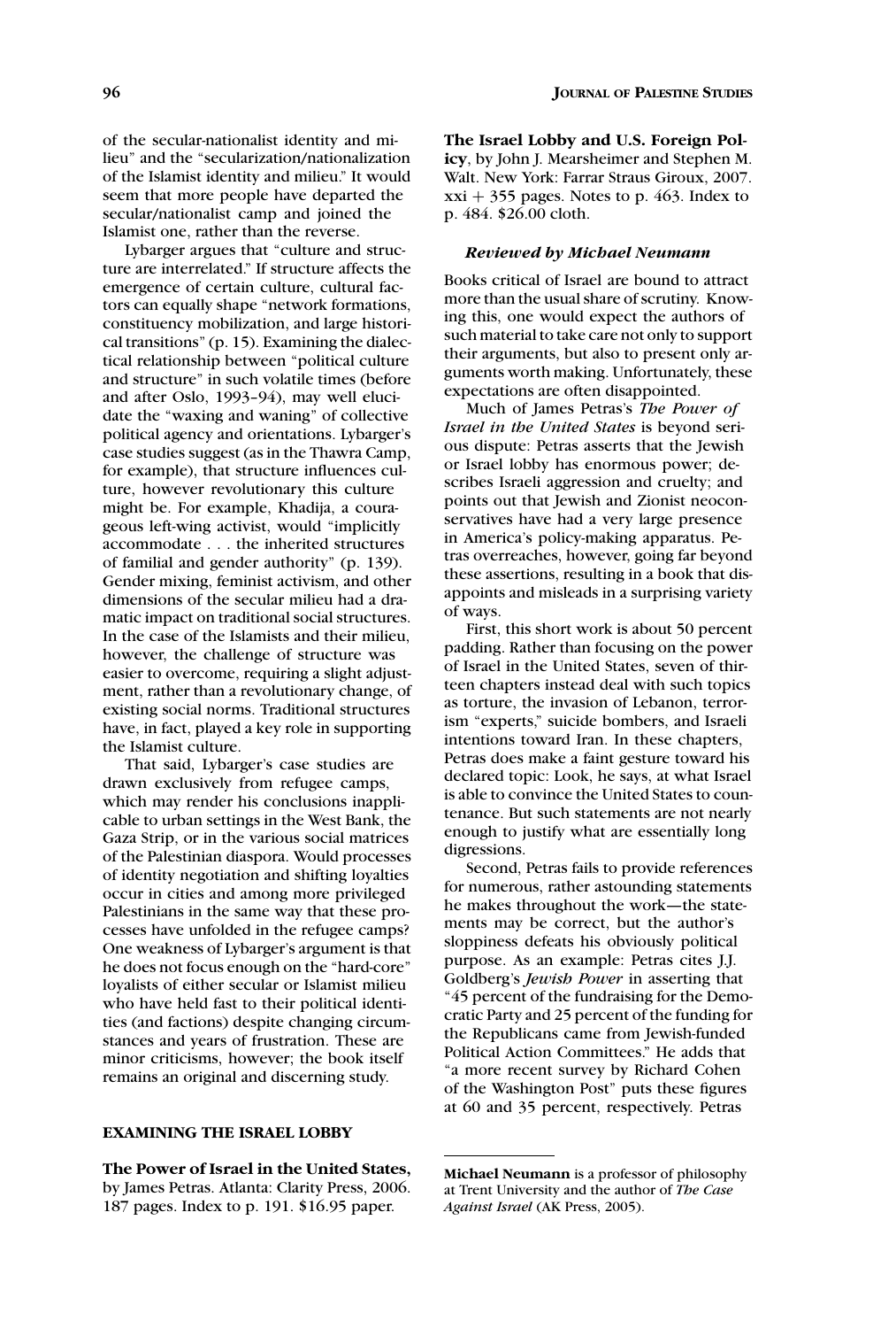of the secular-nationalist identity and milieu" and the "secularization/nationalization of the Islamist identity and milieu." It would seem that more people have departed the secular/nationalist camp and joined the Islamist one, rather than the reverse.

Lybarger argues that "culture and structure are interrelated." If structure affects the emergence of certain culture, cultural factors can equally shape "network formations, constituency mobilization, and large historical transitions" (p. 15). Examining the dialectical relationship between "political culture and structure" in such volatile times (before and after Oslo, 1993–94), may well elucidate the "waxing and waning" of collective political agency and orientations. Lybarger's case studies suggest (as in the Thawra Camp, for example), that structure influences culture, however revolutionary this culture might be. For example, Khadija, a courageous left-wing activist, would "implicitly accommodate . . . the inherited structures of familial and gender authority" (p. 139). Gender mixing, feminist activism, and other dimensions of the secular milieu had a dramatic impact on traditional social structures. In the case of the Islamists and their milieu, however, the challenge of structure was easier to overcome, requiring a slight adjustment, rather than a revolutionary change, of existing social norms. Traditional structures have, in fact, played a key role in supporting the Islamist culture.

That said, Lybarger's case studies are drawn exclusively from refugee camps, which may render his conclusions inapplicable to urban settings in the West Bank, the Gaza Strip, or in the various social matrices of the Palestinian diaspora. Would processes of identity negotiation and shifting loyalties occur in cities and among more privileged Palestinians in the same way that these processes have unfolded in the refugee camps? One weakness of Lybarger's argument is that he does not focus enough on the "hard-core" loyalists of either secular or Islamist milieu who have held fast to their political identities (and factions) despite changing circumstances and years of frustration. These are minor criticisms, however; the book itself remains an original and discerning study.

## EXAMINING THE ISRAEL LOBBY

**The Power of Israel in the United States,** by James Petras. Atlanta: Clarity Press, 2006. 187 pages. Index to p. 191. $16.95 paper.

**The Israel Lobby and U.S. Foreign Policy**, by John J. Mearsheimer and Stephen M. Walt. New York: Farrar Straus Giroux, 2007. xxi + 355 pages. Notes to p. 463. Index to p. 484. $26.00 cloth.

***Reviewed by Michael Neumann***

Books critical of Israel are bound to attract more than the usual share of scrutiny. Knowing this, one would expect the authors of such material to take care not only to support their arguments, but also to present only arguments worth making. Unfortunately, these expectations are often disappointed.

Much of James Petras's *The Power of Israel in the United States* is beyond serious dispute: Petras asserts that the Jewish or Israel lobby has enormous power; describes Israeli aggression and cruelty; and points out that Jewish and Zionist neoconservatives have had a very large presence in America's policy-making apparatus. Petras overreaches, however, going far beyond these assertions, resulting in a book that disappoints and misleads in a surprising variety of ways.

First, this short work is about 50 percent padding. Rather than focusing on the power of Israel in the United States, seven of thirteen chapters instead deal with such topics as torture, the invasion of Lebanon, terrorism "experts," suicide bombers, and Israeli intentions toward Iran. In these chapters, Petras does make a faint gesture toward his declared topic: Look, he says, at what Israel is able to convince the United States to countenance. But such statements are not nearly enough to justify what are essentially long digressions.

Second, Petras fails to provide references for numerous, rather astounding statements he makes throughout the work—the statements may be correct, but the author's sloppiness defeats his obviously political purpose. As an example: Petras cites J.J. Goldberg's *Jewish Power* in asserting that "45 percent of the fundraising for the Democratic Party and 25 percent of the funding for the Republicans came from Jewish-funded Political Action Committees." He adds that "a more recent survey by Richard Cohen of the Washington Post" puts these figures at 60 and 35 percent, respectively. Petras

---

**Michael Neumann** is a professor of philosophy at Trent University and the author of *The Case Against Israel* (AK Press, 2005).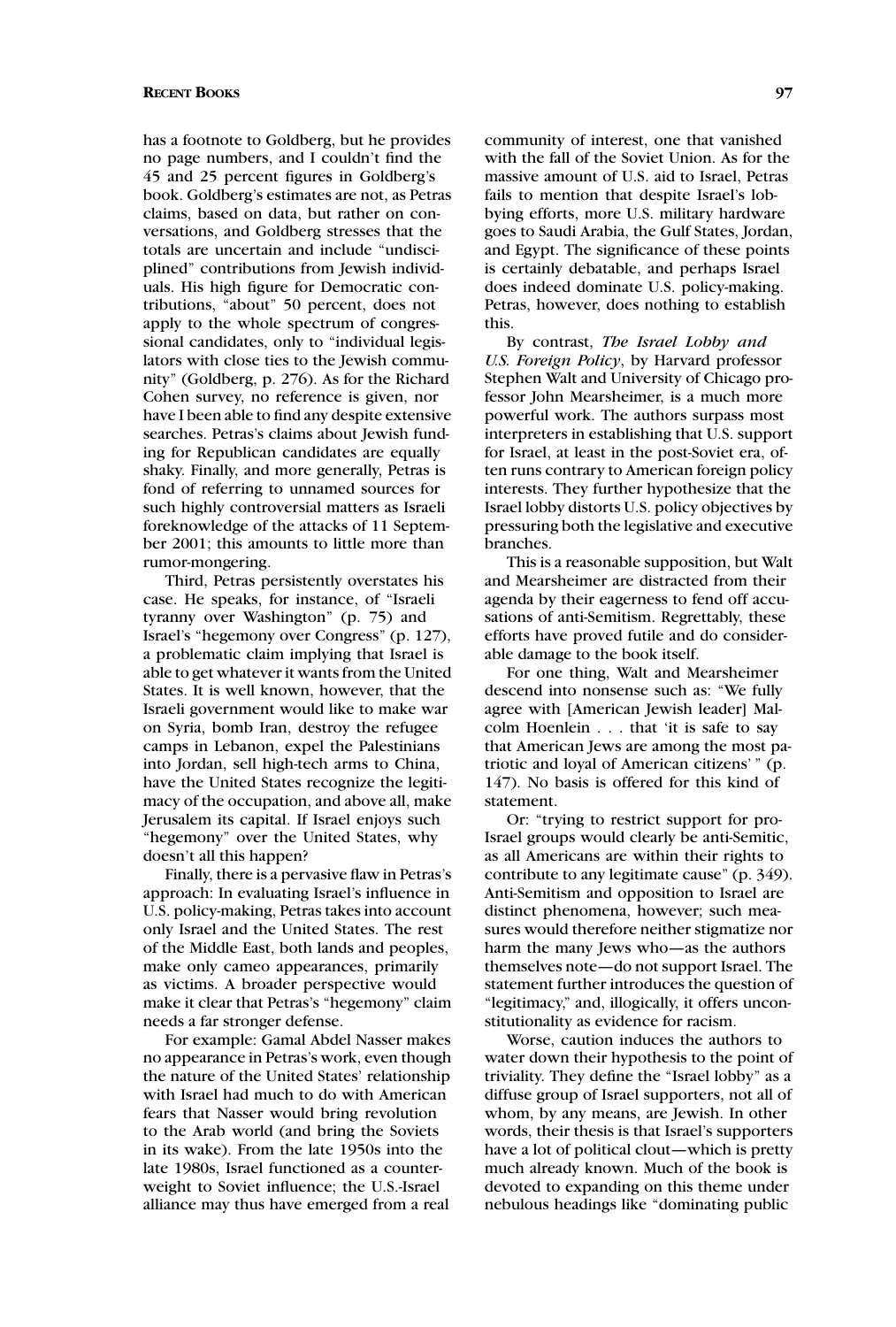has a footnote to Goldberg, but he provides no page numbers, and I couldn't find the 45 and 25 percent figures in Goldberg's book. Goldberg's estimates are not, as Petras claims, based on data, but rather on conversations, and Goldberg stresses that the totals are uncertain and include "undisciplined" contributions from Jewish individuals. His high figure for Democratic contributions, "about" 50 percent, does not apply to the whole spectrum of congressional candidates, only to "individual legislators with close ties to the Jewish community" (Goldberg, p. 276). As for the Richard Cohen survey, no reference is given, nor have I been able to find any despite extensive searches. Petras's claims about Jewish funding for Republican candidates are equally shaky. Finally, and more generally, Petras is fond of referring to unnamed sources for such highly controversial matters as Israeli foreknowledge of the attacks of 11 September 2001; this amounts to little more than rumor-mongering.

Third, Petras persistently overstates his case. He speaks, for instance, of "Israeli tyranny over Washington" (p. 75) and Israel's "hegemony over Congress" (p. 127), a problematic claim implying that Israel is able to get whatever it wants from the United States. It is well known, however, that the Israeli government would like to make war on Syria, bomb Iran, destroy the refugee camps in Lebanon, expel the Palestinians into Jordan, sell high-tech arms to China, have the United States recognize the legitimacy of the occupation, and above all, make Jerusalem its capital. If Israel enjoys such "hegemony" over the United States, why doesn't all this happen?

Finally, there is a pervasive flaw in Petras's approach: In evaluating Israel's influence in U.S. policy-making, Petras takes into account only Israel and the United States. The rest of the Middle East, both lands and peoples, make only cameo appearances, primarily as victims. A broader perspective would make it clear that Petras's "hegemony" claim needs a far stronger defense.

For example: Gamal Abdel Nasser makes no appearance in Petras's work, even though the nature of the United States' relationship with Israel had much to do with American fears that Nasser would bring revolution to the Arab world (and bring the Soviets in its wake). From the late 1950s into the late 1980s, Israel functioned as a counterweight to Soviet influence; the U.S.-Israel alliance may thus have emerged from a real community of interest, one that vanished with the fall of the Soviet Union. As for the massive amount of U.S. aid to Israel, Petras fails to mention that despite Israel's lobbying efforts, more U.S. military hardware goes to Saudi Arabia, the Gulf States, Jordan, and Egypt. The significance of these points is certainly debatable, and perhaps Israel does indeed dominate U.S. policy-making. Petras, however, does nothing to establish this.

By contrast, *The Israel Lobby and U.S. Foreign Policy*, by Harvard professor Stephen Walt and University of Chicago professor John Mearsheimer, is a much more powerful work. The authors surpass most interpreters in establishing that U.S. support for Israel, at least in the post-Soviet era, often runs contrary to American foreign policy interests. They further hypothesize that the Israel lobby distorts U.S. policy objectives by pressuring both the legislative and executive branches.

This is a reasonable supposition, but Walt and Mearsheimer are distracted from their agenda by their eagerness to fend off accusations of anti-Semitism. Regrettably, these efforts have proved futile and do considerable damage to the book itself.

For one thing, Walt and Mearsheimer descend into nonsense such as: "We fully agree with [American Jewish leader] Malcolm Hoenlein . . . that 'it is safe to say that American Jews are among the most patriotic and loyal of American citizens'" (p. 147). No basis is offered for this kind of statement.

Or: "trying to restrict support for pro-Israel groups would clearly be anti-Semitic, as all Americans are within their rights to contribute to any legitimate cause" (p. 349). Anti-Semitism and opposition to Israel are distinct phenomena, however; such measures would therefore neither stigmatize nor harm the many Jews who—as the authors themselves note—do not support Israel. The statement further introduces the question of "legitimacy," and, illogically, it offers unconstitutionality as evidence for racism.

Worse, caution induces the authors to water down their hypothesis to the point of triviality. They define the "Israel lobby" as a diffuse group of Israel supporters, not all of whom, by any means, are Jewish. In other words, their thesis is that Israel's supporters have a lot of political clout—which is pretty much already known. Much of the book is devoted to expanding on this theme under nebulous headings like "dominating public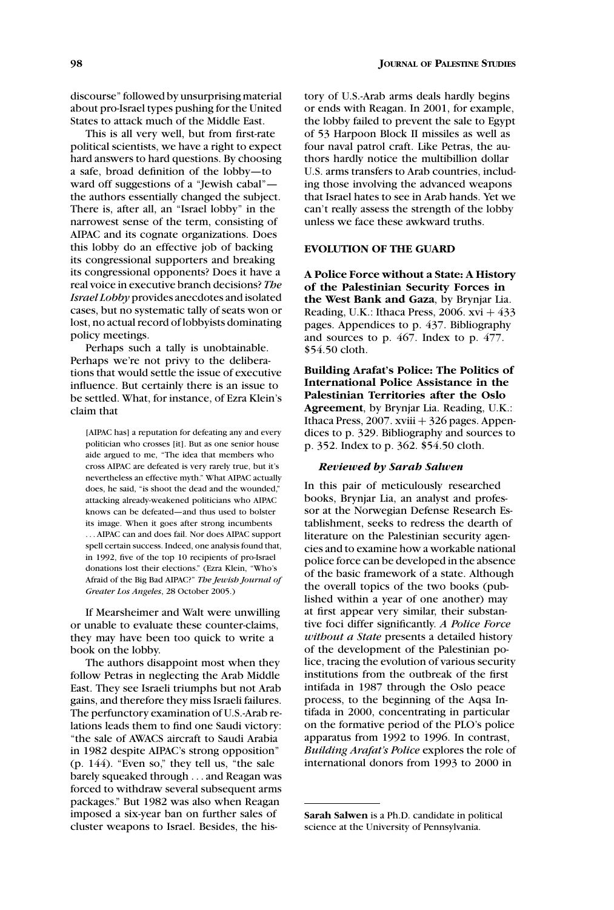discourse" followed by unsurprising material about pro-Israel types pushing for the United States to attack much of the Middle East.

This is all very well, but from first-rate political scientists, we have a right to expect hard answers to hard questions. By choosing a safe, broad definition of the lobby—to ward off suggestions of a "Jewish cabal"—the authors essentially changed the subject. There is, after all, an "Israel lobby" in the narrowest sense of the term, consisting of AIPAC and its cognate organizations. Does this lobby do an effective job of backing its congressional supporters and breaking its congressional opponents? Does it have a real voice in executive branch decisions? *The Israel Lobby* provides anecdotes and isolated cases, but no systematic tally of seats won or lost, no actual record of lobbyists dominating policy meetings.

Perhaps such a tally is unobtainable. Perhaps we're not privy to the deliberations that would settle the issue of executive influence. But certainly there is an issue to be settled. What, for instance, of Ezra Klein's claim that

> [AIPAC has] a reputation for defeating any and every politician who crosses [it]. But as one senior house aide argued to me, "The idea that members who cross AIPAC are defeated is very rarely true, but it's nevertheless an effective myth." What AIPAC actually does, he said, "is shoot the dead and the wounded," attacking already-weakened politicians who AIPAC knows can be defeated—and thus used to bolster its image. When it goes after strong incumbents . . . AIPAC can and does fail. Nor does AIPAC support spell certain success. Indeed, one analysis found that, in 1992, five of the top 10 recipients of pro-Israel donations lost their elections." (Ezra Klein, "Who's Afraid of the Big Bad AIPAC?" *The Jewish Journal of Greater Los Angeles*, 28 October 2005.)

If Mearsheimer and Walt were unwilling or unable to evaluate these counter-claims, they may have been too quick to write a book on the lobby.

The authors disappoint most when they follow Petras in neglecting the Arab Middle East. They see Israeli triumphs but not Arab gains, and therefore they miss Israeli failures. The perfunctory examination of U.S.-Arab relations leads them to find one Saudi victory: "the sale of AWACS aircraft to Saudi Arabia in 1982 despite AIPAC's strong opposition" (p. 144). "Even so," they tell us, "the sale barely squeaked through . . . and Reagan was forced to withdraw several subsequent arms packages." But 1982 was also when Reagan imposed a six-year ban on further sales of cluster weapons to Israel. Besides, the history of U.S.-Arab arms deals hardly begins or ends with Reagan. In 2001, for example, the lobby failed to prevent the sale to Egypt of 53 Harpoon Block II missiles as well as four naval patrol craft. Like Petras, the authors hardly notice the multibillion dollar U.S. arms transfers to Arab countries, including those involving the advanced weapons that Israel hates to see in Arab hands. Yet we can't really assess the strength of the lobby unless we face these awkward truths.

## EVOLUTION OF THE GUARD

**A Police Force without a State: A History of the Palestinian Security Forces in the West Bank and Gaza**, by Brynjar Lia. Reading, U.K.: Ithaca Press, 2006. xvi + 433 pages. Appendices to p. 437. Bibliography and sources to p. 467. Index to p. 477. $54.50 cloth.

**Building Arafat's Police: The Politics of International Police Assistance in the Palestinian Territories after the Oslo Agreement**, by Brynjar Lia. Reading, U.K.: Ithaca Press, 2007. xviii + 326 pages. Appendices to p. 329. Bibliography and sources to p. 352. Index to p. 362. $54.50 cloth.

***Reviewed by Sarah Salwen***

In this pair of meticulously researched books, Brynjar Lia, an analyst and professor at the Norwegian Defense Research Establishment, seeks to redress the dearth of literature on the Palestinian security agencies and to examine how a workable national police force can be developed in the absence of the basic framework of a state. Although the overall topics of the two books (published within a year of one another) may at first appear very similar, their substantive foci differ significantly. *A Police Force without a State* presents a detailed history of the development of the Palestinian police, tracing the evolution of various security institutions from the outbreak of the first intifada in 1987 through the Oslo peace process, to the beginning of the Aqsa Intifada in 2000, concentrating in particular on the formative period of the PLO's police apparatus from 1992 to 1996. In contrast, *Building Arafat's Police* explores the role of international donors from 1993 to 2000 in

---

**Sarah Salwen** is a Ph.D. candidate in political science at the University of Pennsylvania.